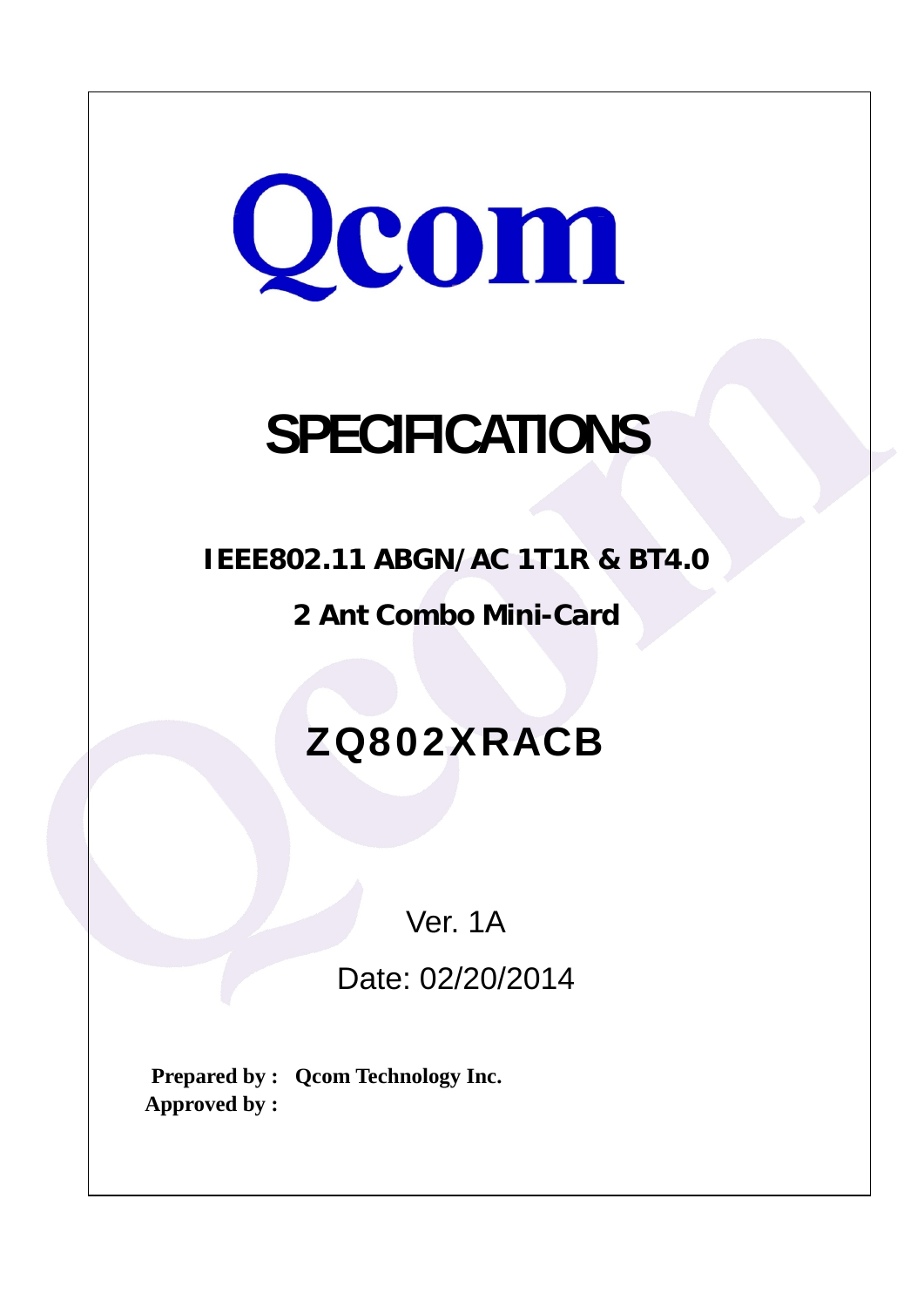# Qcom

# SPECIFICATIONS

## IEEE802.11 ABGN/AC 1T1R & BT4.0

## 2 Ant Combo Mini-Card

## ZQ802XRACB

Ver. 1A

Date: 02/20/2014

**Prepared by : Qcom Technology Inc.**

**Approved by :**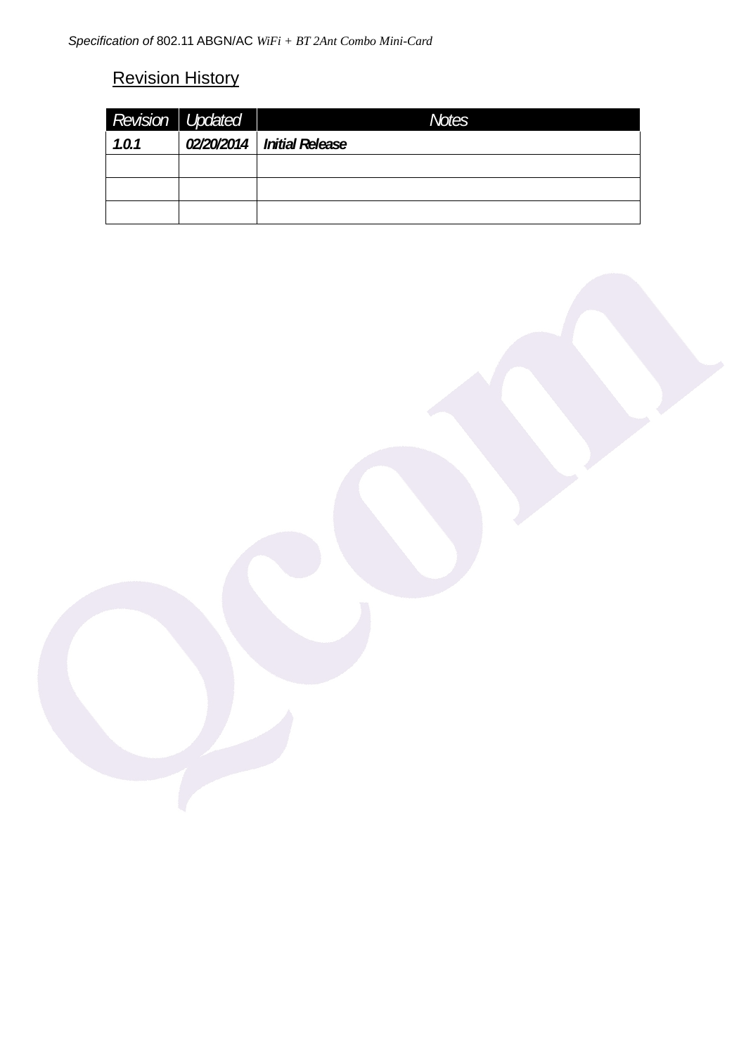## Revision History

| Revision | Updated | Notes |
|---|---|---|
| ***1.0.1*** | ***02/20/2014*** | ***Initial Release*** |
| | | |
| | | |
| | | |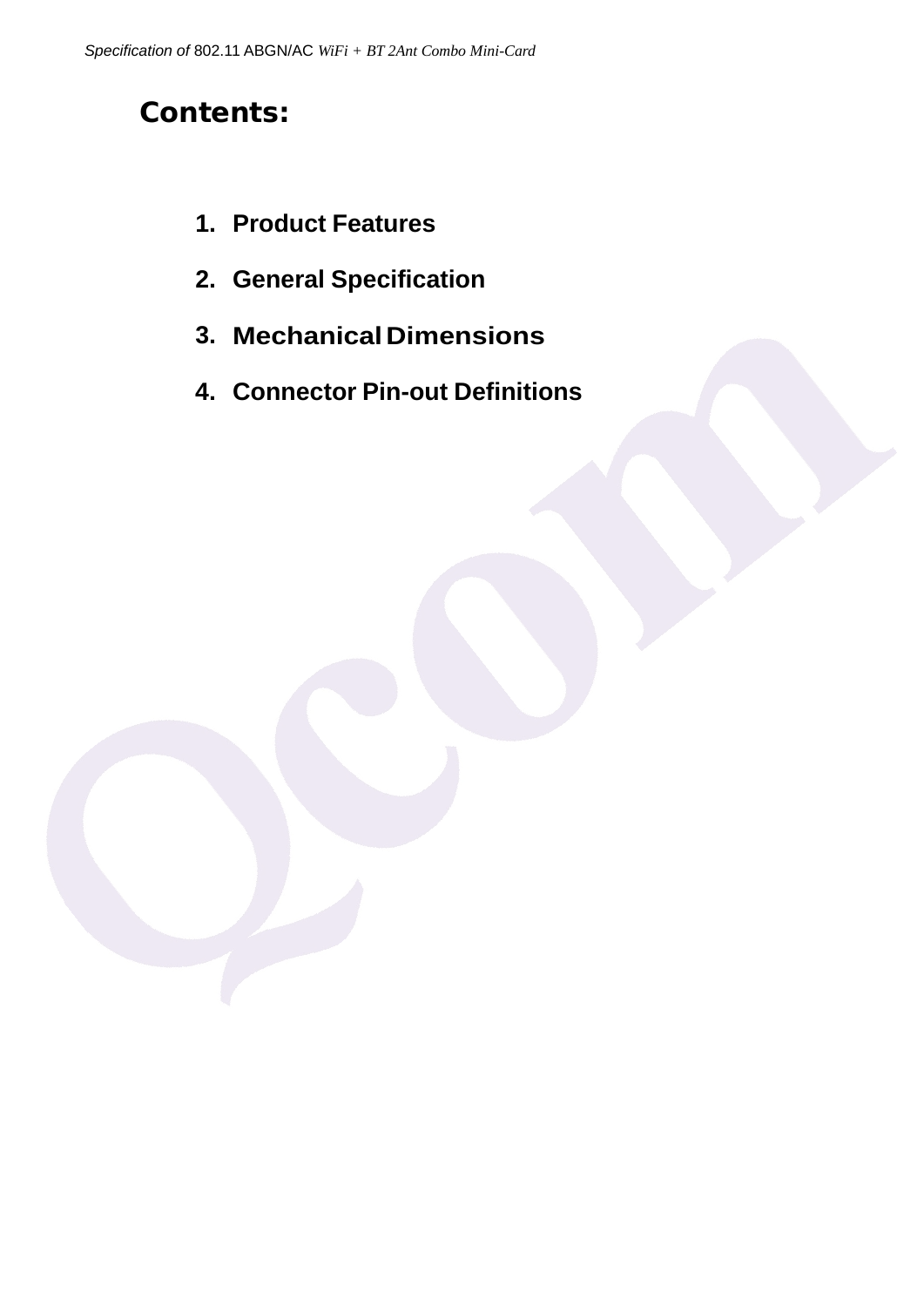# Contents:

1. **Product Features**
2. **General Specification**
3. **Mechanical Dimensions**
4. **Connector Pin-out Definitions**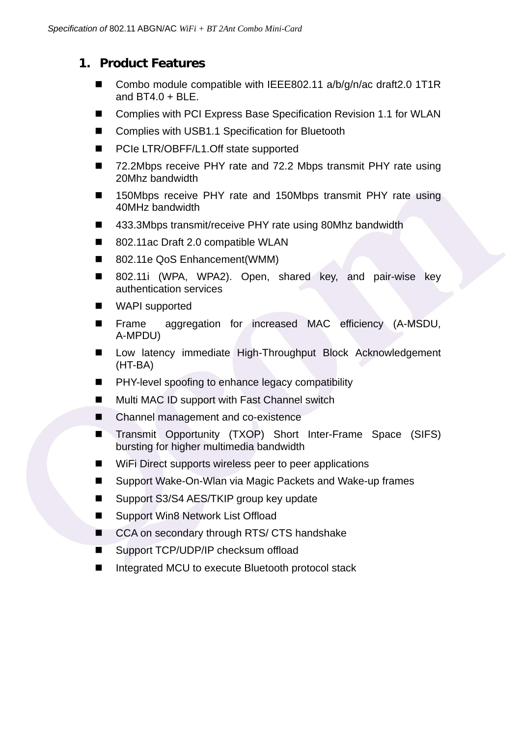# 1. Product Features

- Combo module compatible with IEEE802.11 a/b/g/n/ac draft2.0 1T1R and BT4.0 + BLE.
- Complies with PCI Express Base Specification Revision 1.1 for WLAN
- Complies with USB1.1 Specification for Bluetooth
- PCIe LTR/OBFF/L1.Off state supported
- 72.2Mbps receive PHY rate and 72.2 Mbps transmit PHY rate using 20Mhz bandwidth
- 150Mbps receive PHY rate and 150Mbps transmit PHY rate using 40MHz bandwidth
- 433.3Mbps transmit/receive PHY rate using 80Mhz bandwidth
- 802.11ac Draft 2.0 compatible WLAN
- 802.11e QoS Enhancement(WMM)
- 802.11i (WPA, WPA2). Open, shared key, and pair-wise key authentication services
- WAPI supported
- Frame aggregation for increased MAC efficiency (A-MSDU, A-MPDU)
- Low latency immediate High-Throughput Block Acknowledgement (HT-BA)
- PHY-level spoofing to enhance legacy compatibility
- Multi MAC ID support with Fast Channel switch
- Channel management and co-existence
- Transmit Opportunity (TXOP) Short Inter-Frame Space (SIFS) bursting for higher multimedia bandwidth
- WiFi Direct supports wireless peer to peer applications
- Support Wake-On-Wlan via Magic Packets and Wake-up frames
- Support S3/S4 AES/TKIP group key update
- Support Win8 Network List Offload
- CCA on secondary through RTS/ CTS handshake
- Support TCP/UDP/IP checksum offload
- Integrated MCU to execute Bluetooth protocol stack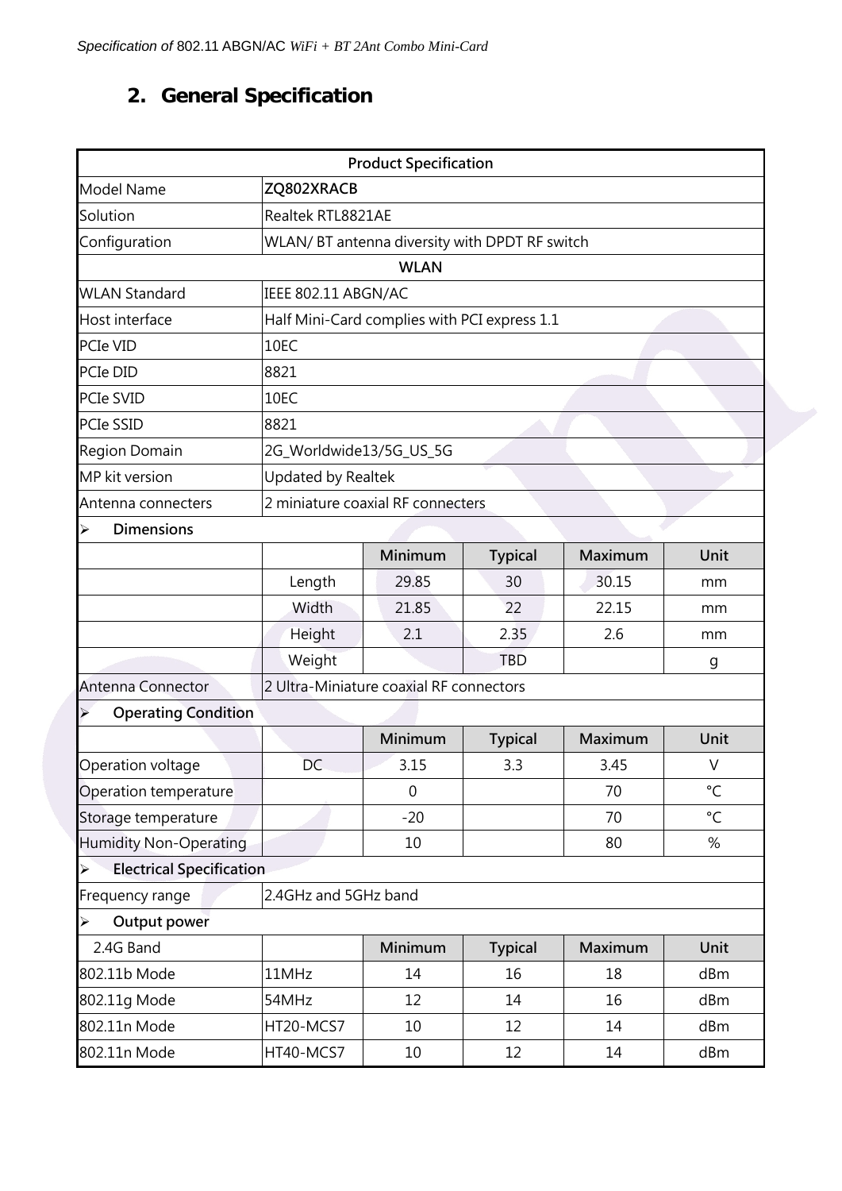## 2. General Specification

| Product Specification | | | | | |
|---|---|---|---|---|---|
| Model Name | **ZQ802XRACB** | | | | |
| Solution | Realtek RTL8821AE | | | | |
| Configuration | WLAN/ BT antenna diversity with DPDT RF switch | | | | |
| **WLAN** | | | | | |
| WLAN Standard | IEEE 802.11 ABGN/AC | | | | |
| Host interface | Half Mini-Card complies with PCI express 1.1 | | | | |
| PCIe VID | 10EC | | | | |
| PCIe DID | 8821 | | | | |
| PCIe SVID | 10EC | | | | |
| PCIe SSID | 8821 | | | | |
| Region Domain | 2G_Worldwide13/5G_US_5G | | | | |
| MP kit version | Updated by Realtek | | | | |
| Antenna connecters | 2 miniature coaxial RF connecters | | | | |
| ➢ **Dimensions** | | | | | |
| | | **Minimum** | **Typical** | **Maximum** | **Unit** |
| | Length | 29.85 | 30 | 30.15 | mm |
| | Width | 21.85 | 22 | 22.15 | mm |
| | Height | 2.1 | 2.35 | 2.6 | mm |
| | Weight | | TBD | | g |
| Antenna Connector | 2 Ultra-Miniature coaxial RF connectors | | | | |
| ➢ **Operating Condition** | | | | | |
| | | **Minimum** | **Typical** | **Maximum** | **Unit** |
| Operation voltage | DC | 3.15 | 3.3 | 3.45 | V |
| Operation temperature | | 0 | | 70 | °C |
| Storage temperature | | -20 | | 70 | °C |
| Humidity Non-Operating | | 10 | | 80 | % |
| ➢ **Electrical Specification** | | | | | |
| Frequency range | 2.4GHz and 5GHz band | | | | |
| ➢ **Output power** | | | | | |
| 2.4G Band | | **Minimum** | **Typical** | **Maximum** | **Unit** |
| 802.11b Mode | 11MHz | 14 | 16 | 18 | dBm |
| 802.11g Mode | 54MHz | 12 | 14 | 16 | dBm |
| 802.11n Mode | HT20-MCS7 | 10 | 12 | 14 | dBm |
| 802.11n Mode | HT40-MCS7 | 10 | 12 | 14 | dBm |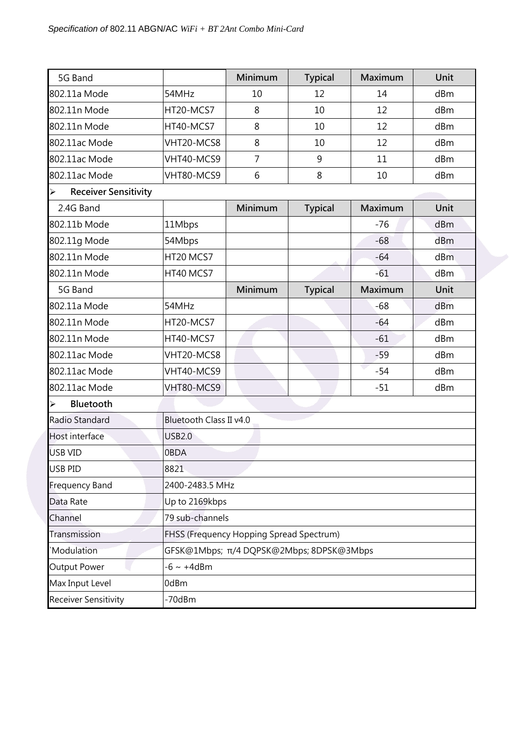| 5G Band | | Minimum | Typical | Maximum | Unit |
|---|---|---|---|---|---|
| 802.11a Mode | 54MHz | 10 | 12 | 14 | dBm |
| 802.11n Mode | HT20-MCS7 | 8 | 10 | 12 | dBm |
| 802.11n Mode | HT40-MCS7 | 8 | 10 | 12 | dBm |
| 802.11ac Mode | VHT20-MCS8 | 8 | 10 | 12 | dBm |
| 802.11ac Mode | VHT40-MCS9 | 7 | 9 | 11 | dBm |
| 802.11ac Mode | VHT80-MCS9 | 6 | 8 | 10 | dBm |

➢ **Receiver Sensitivity**

| 2.4G Band | | Minimum | Typical | Maximum | Unit |
|---|---|---|---|---|---|
| 802.11b Mode | 11Mbps | | | -76 | dBm |
| 802.11g Mode | 54Mbps | | | -68 | dBm |
| 802.11n Mode | HT20 MCS7 | | | -64 | dBm |
| 802.11n Mode | HT40 MCS7 | | | -61 | dBm |
| **5G Band** | | **Minimum** | **Typical** | **Maximum** | **Unit** |
| 802.11a Mode | 54MHz | | | -68 | dBm |
| 802.11n Mode | HT20-MCS7 | | | -64 | dBm |
| 802.11n Mode | HT40-MCS7 | | | -61 | dBm |
| 802.11ac Mode | VHT20-MCS8 | | | -59 | dBm |
| 802.11ac Mode | VHT40-MCS9 | | | -54 | dBm |
| 802.11ac Mode | VHT80-MCS9 | | | -51 | dBm |

➢ **Bluetooth**

| | |
|---|---|
| Radio Standard | Bluetooth Class II v4.0 |
| Host interface | USB2.0 |
| USB VID | 0BDA |
| USB PID | 8821 |
| Frequency Band | 2400-2483.5 MHz |
| Data Rate | Up to 2169kbps |
| Channel | 79 sub-channels |
| Transmission | FHSS (Frequency Hopping Spread Spectrum) |
| `Modulation | GFSK@1Mbps; π/4 DQPSK@2Mbps; 8DPSK@3Mbps |
| Output Power | -6 ~ +4dBm |
| Max Input Level | 0dBm |
| Receiver Sensitivity | -70dBm |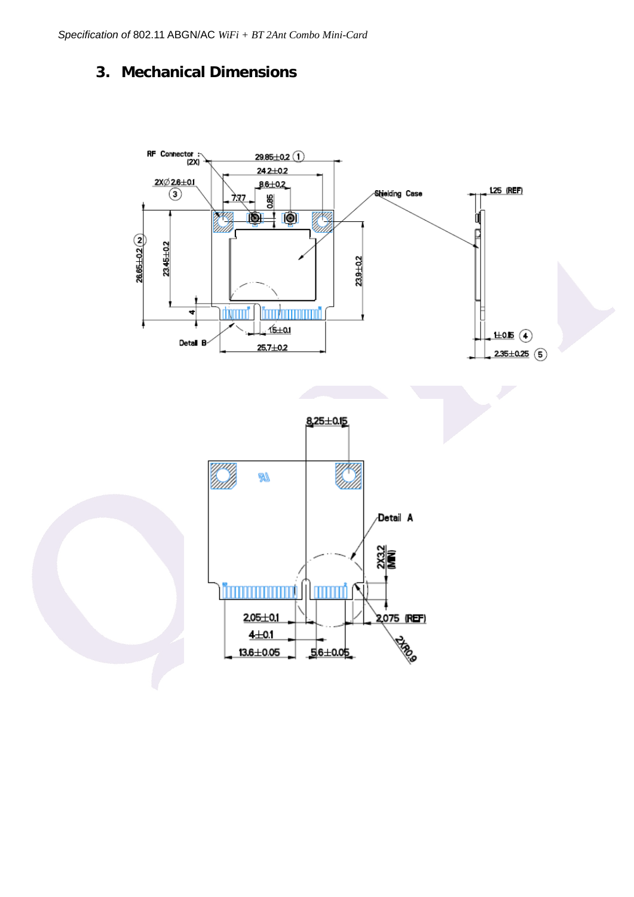# 3. Mechanical Dimensions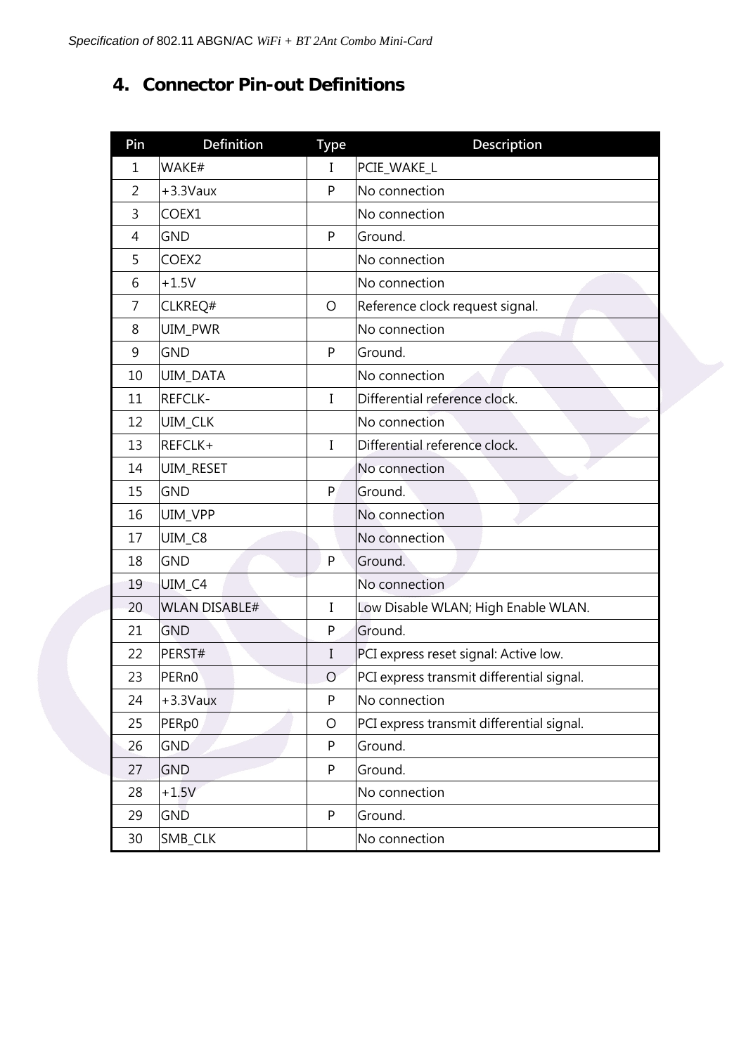## 4. Connector Pin-out Definitions

| Pin | Definition | Type | Description |
|---|---|---|---|
| 1 | WAKE# | I | PCIE_WAKE_L |
| 2 | +3.3Vaux | P | No connection |
| 3 | COEX1 | | No connection |
| 4 | GND | P | Ground. |
| 5 | COEX2 | | No connection |
| 6 | +1.5V | | No connection |
| 7 | CLKREQ# | O | Reference clock request signal. |
| 8 | UIM_PWR | | No connection |
| 9 | GND | P | Ground. |
| 10 | UIM_DATA | | No connection |
| 11 | REFCLK- | I | Differential reference clock. |
| 12 | UIM_CLK | | No connection |
| 13 | REFCLK+ | I | Differential reference clock. |
| 14 | UIM_RESET | | No connection |
| 15 | GND | P | Ground. |
| 16 | UIM_VPP | | No connection |
| 17 | UIM_C8 | | No connection |
| 18 | GND | P | Ground. |
| 19 | UIM_C4 | | No connection |
| 20 | WLAN DISABLE# | I | Low Disable WLAN; High Enable WLAN. |
| 21 | GND | P | Ground. |
| 22 | PERST# | I | PCI express reset signal: Active low. |
| 23 | PERn0 | O | PCI express transmit differential signal. |
| 24 | +3.3Vaux | P | No connection |
| 25 | PERp0 | O | PCI express transmit differential signal. |
| 26 | GND | P | Ground. |
| 27 | GND | P | Ground. |
| 28 | +1.5V | | No connection |
| 29 | GND | P | Ground. |
| 30 | SMB_CLK | | No connection |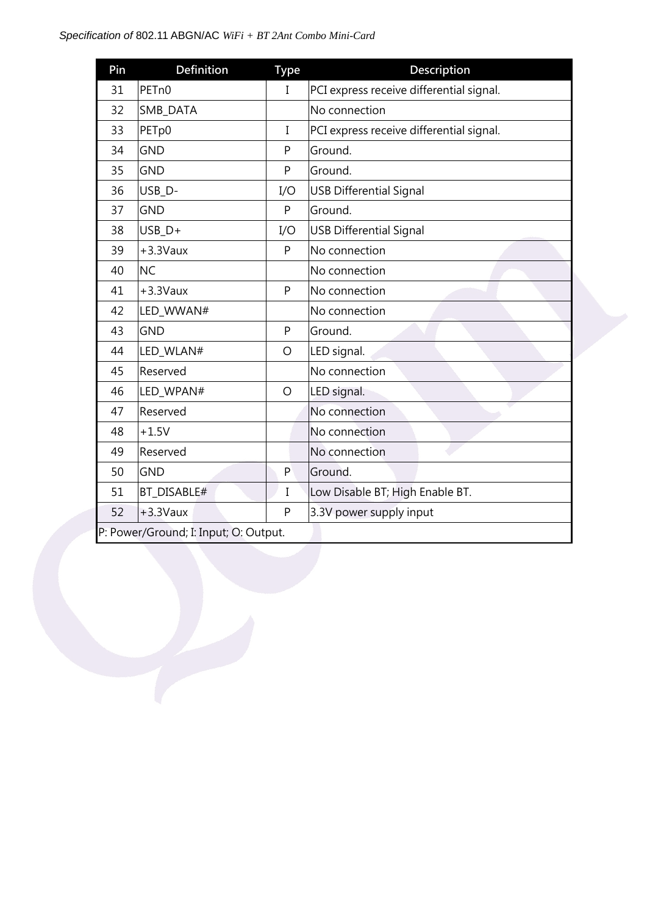| Pin | Definition | Type | Description |
|---|---|---|---|
| 31 | PETn0 | I | PCI express receive differential signal. |
| 32 | SMB_DATA | | No connection |
| 33 | PETp0 | I | PCI express receive differential signal. |
| 34 | GND | P | Ground. |
| 35 | GND | P | Ground. |
| 36 | USB_D- | I/O | USB Differential Signal |
| 37 | GND | P | Ground. |
| 38 | USB_D+ | I/O | USB Differential Signal |
| 39 | +3.3Vaux | P | No connection |
| 40 | NC | | No connection |
| 41 | +3.3Vaux | P | No connection |
| 42 | LED_WWAN# | | No connection |
| 43 | GND | P | Ground. |
| 44 | LED_WLAN# | O | LED signal. |
| 45 | Reserved | | No connection |
| 46 | LED_WPAN# | O | LED signal. |
| 47 | Reserved | | No connection |
| 48 | +1.5V | | No connection |
| 49 | Reserved | | No connection |
| 50 | GND | P | Ground. |
| 51 | BT_DISABLE# | I | Low Disable BT; High Enable BT. |
| 52 | +3.3Vaux | P | 3.3V power supply input |
| P: Power/Ground; I: Input; O: Output. | | | |